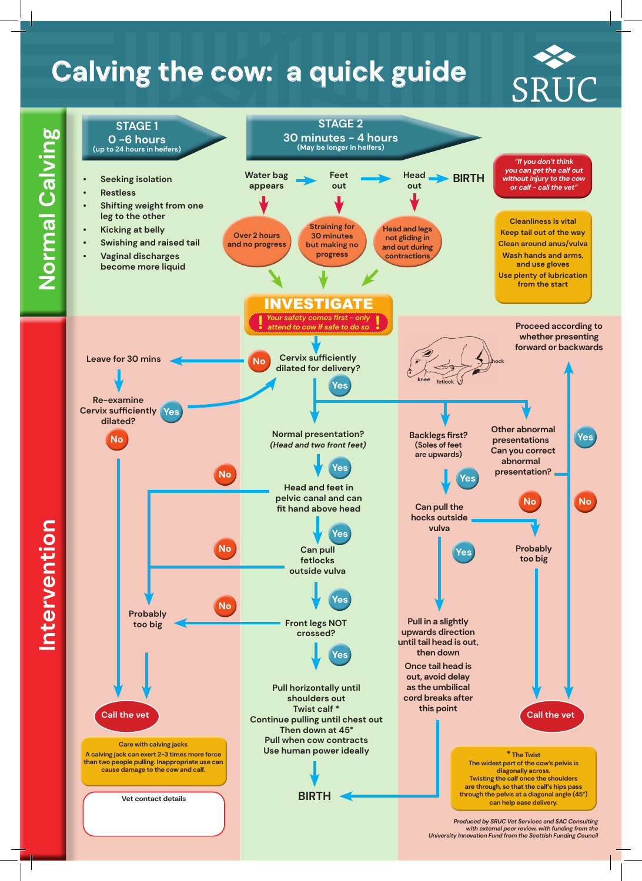# Calving the cow: a quick guide

SRUC

## Normal Calving

### STAGE 1
**0 -6 hours**
(up to 24 hours in heifers)

- Seeking isolation
- Restless
- Shifting weight from one leg to the other
- Kicking at belly
- Swishing and raised tail
- Vaginal discharges become more liquid

### STAGE 2
**30 minutes - 4 hours**
(May be longer in heifers)

Water bag appears → Feet out → Head out → BIRTH

- Water bag appears → Over 2 hours and no progress
- Feet out → Straining for 30 minutes but making no progress
- Head out → Head and legs not gliding in and out during contractions

→ INVESTIGATE

*"If you don't think you can get the calf out without injury to the cow or calf - call the vet"*

**Cleanliness is vital**
Keep tail out of the way
Clean around anus/vulva
Wash hands and arms, and use gloves
Use plenty of lubrication from the start

## Intervention

### INVESTIGATE
*! Your safety comes first - only attend to cow if safe to do so !*

**Cervix sufficiently dilated for delivery?**

- **No** → Leave for 30 mins → Re-examine: Cervix sufficiently dilated?
  - **Yes** → return to main pathway
  - **No** → Call the vet
- **Yes** → Normal presentation? *(Head and two front feet)*, or Backlegs first?, or Other abnormal presentations

**Normal presentation?** *(Head and two front feet)*

- **Yes** → Head and feet in pelvic canal and can fit hand above head
  - **No** → Probably too big → Call the vet
  - **Yes** → Can pull fetlocks outside vulva
    - **No** → Probably too big → Call the vet
    - **Yes** → Front legs NOT crossed?
      - **No** → Probably too big → Call the vet
      - **Yes** → Pull horizontally until shoulders out
        Twist calf *
        Continue pulling until chest out
        Then down at 45°
        Pull when cow contracts
        Use human power ideally
        → BIRTH

**Backlegs first?** (Soles of feet are upwards)

- **Yes** → Can pull the hocks outside vulva
  - **No** → Probably too big → Call the vet
  - **Yes** → Pull in a slightly upwards direction until tail head is out, then down
    Once tail head is out, avoid delay as the umbilical cord breaks after this point
    → BIRTH

**Other abnormal presentations**
Can you correct abnormal presentation?

- **Yes** → Proceed according to whether presenting forward or backwards
- **No** → Call the vet

(Diagram labels: knee, fetlock, hock)

**Care with calving jacks**
A calving jack can exert 2-3 times more force than two people pulling. Inappropriate use can cause damage to the cow and calf.

**Vet contact details**

**\* The Twist**
The widest part of the cow's pelvis is diagonally across.
Twisting the calf once the shoulders are through, so that the calf's hips pass through the pelvis at a diagonal angle (45°) can help ease delivery.

*Produced by SRUC Vet Services and SAC Consulting with external peer review, with funding from the University Innovation Fund from the Scottish Funding Council*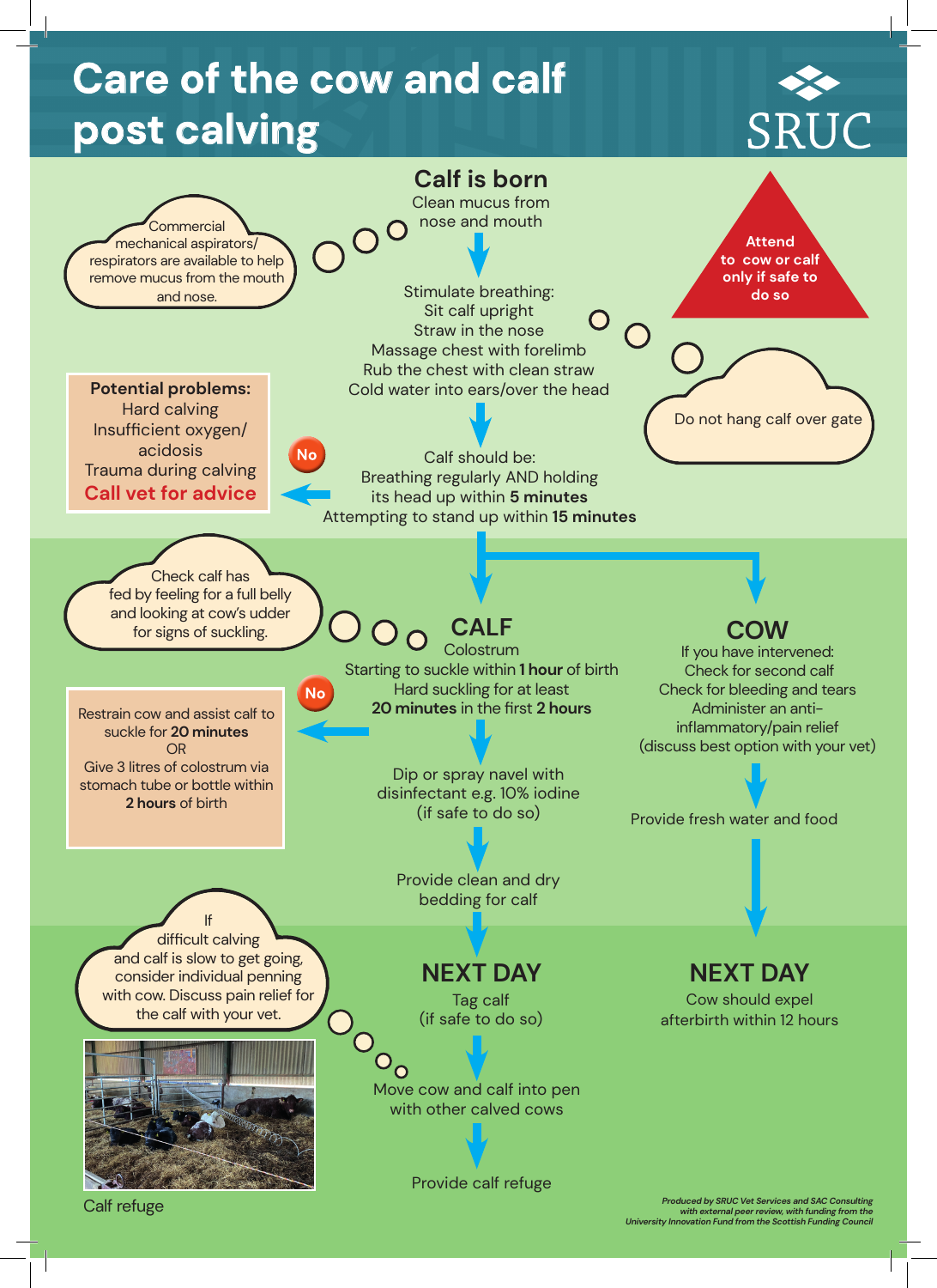# Care of the cow and calf post calving

SRUC

## Calf is born

Clean mucus from nose and mouth

Commercial mechanical aspirators/respirators are available to help remove mucus from the mouth and nose.

**Attend to cow or calf only if safe to do so**

Stimulate breathing:
Sit calf upright
Straw in the nose
Massage chest with forelimb
Rub the chest with clean straw
Cold water into ears/over the head

Do not hang calf over gate

Calf should be:
Breathing regularly AND holding its head up within **5 minutes**
Attempting to stand up within **15 minutes**

No →

**Potential problems:**
Hard calving
Insufficient oxygen/acidosis
Trauma during calving
**Call vet for advice**

## CALF

Colostrum
Starting to suckle within **1 hour** of birth
Hard suckling for at least **20 minutes** in the first **2 hours**

Check calf has fed by feeling for a full belly and looking at cow's udder for signs of suckling.

No →

Restrain cow and assist calf to suckle for **20 minutes**
OR
Give 3 litres of colostrum via stomach tube or bottle within **2 hours** of birth

Dip or spray navel with disinfectant e.g. 10% iodine (if safe to do so)

Provide clean and dry bedding for calf

## COW

If you have intervened:
Check for second calf
Check for bleeding and tears
Administer an anti-inflammatory/pain relief (discuss best option with your vet)

Provide fresh water and food

## NEXT DAY (calf)

Tag calf (if safe to do so)

If difficult calving and calf is slow to get going, consider individual penning with cow. Discuss pain relief for the calf with your vet.

Move cow and calf into pen with other calved cows

Provide calf refuge

Calf refuge

## NEXT DAY (cow)

Cow should expel afterbirth within 12 hours

*Produced by SRUC Vet Services and SAC Consulting with external peer review, with funding from the University Innovation Fund from the Scottish Funding Council*